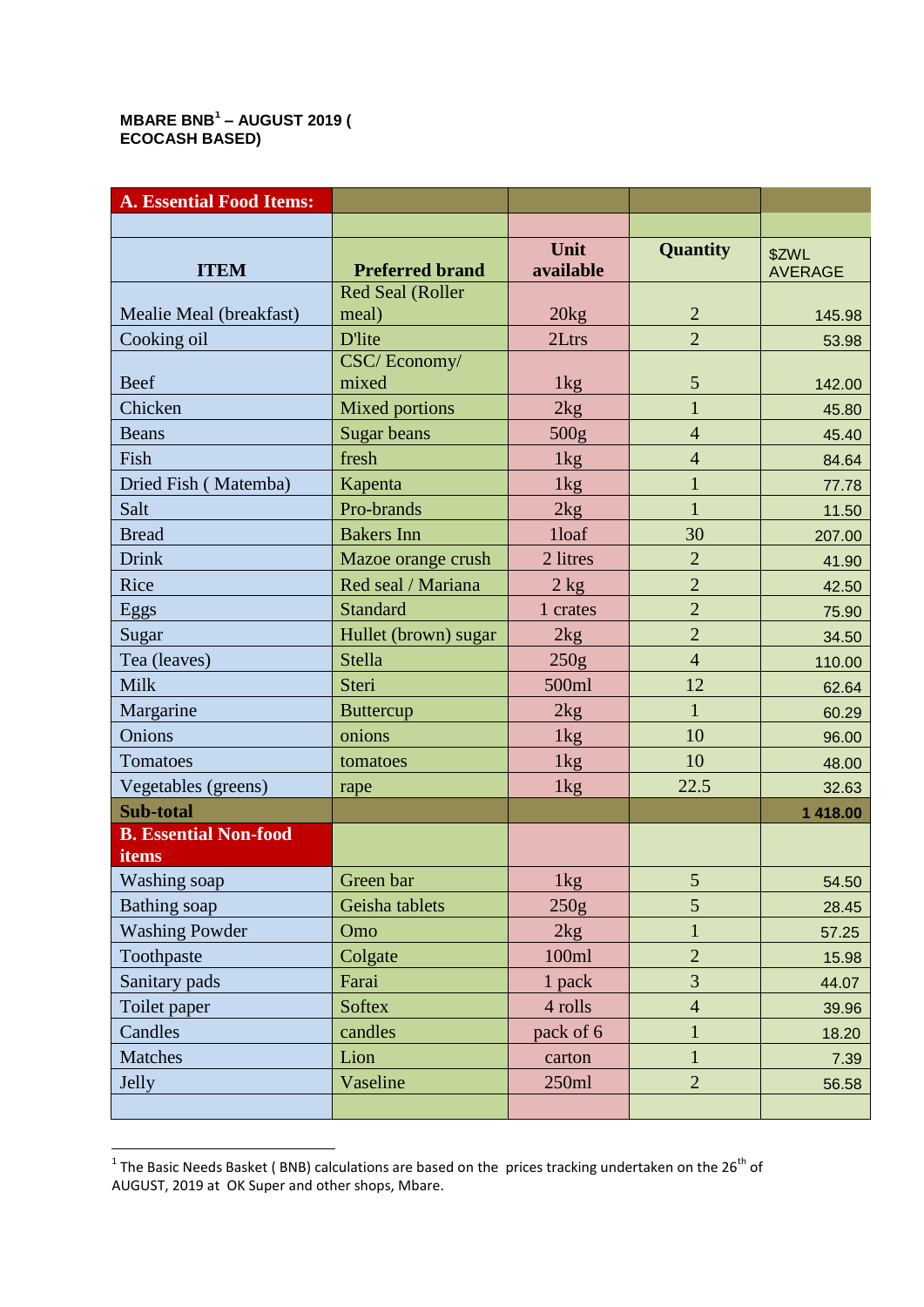**MBARE BNB[1] – AUGUST 2019 ( ECOCASH BASED)**

| A. Essential Food Items: | | | | |
|---|---|---|---|---|
| | | | | |
| **ITEM** | **Preferred brand** | **Unit available** | **Quantity** | $ZWL AVERAGE |
| Mealie Meal (breakfast) | Red Seal (Roller meal) | 20kg | 2 | 145.98 |
| Cooking oil | D'lite | 2Ltrs | 2 | 53.98 |
| Beef | CSC/ Economy/ mixed | 1kg | 5 | 142.00 |
| Chicken | Mixed portions | 2kg | 1 | 45.80 |
| Beans | Sugar beans | 500g | 4 | 45.40 |
| Fish | fresh | 1kg | 4 | 84.64 |
| Dried Fish ( Matemba) | Kapenta | 1kg | 1 | 77.78 |
| Salt | Pro-brands | 2kg | 1 | 11.50 |
| Bread | Bakers Inn | 1loaf | 30 | 207.00 |
| Drink | Mazoe orange crush | 2 litres | 2 | 41.90 |
| Rice | Red seal / Mariana | 2 kg | 2 | 42.50 |
| Eggs | Standard | 1 crates | 2 | 75.90 |
| Sugar | Hullet (brown) sugar | 2kg | 2 | 34.50 |
| Tea (leaves) | Stella | 250g | 4 | 110.00 |
| Milk | Steri | 500ml | 12 | 62.64 |
| Margarine | Buttercup | 2kg | 1 | 60.29 |
| Onions | onions | 1kg | 10 | 96.00 |
| Tomatoes | tomatoes | 1kg | 10 | 48.00 |
| Vegetables (greens) | rape | 1kg | 22.5 | 32.63 |
| **Sub-total** | | | | **1 418.00** |
| **B. Essential Non-food items** | | | | |
| Washing soap | Green bar | 1kg | 5 | 54.50 |
| Bathing soap | Geisha tablets | 250g | 5 | 28.45 |
| Washing Powder | Omo | 2kg | 1 | 57.25 |
| Toothpaste | Colgate | 100ml | 2 | 15.98 |
| Sanitary pads | Farai | 1 pack | 3 | 44.07 |
| Toilet paper | Softex | 4 rolls | 4 | 39.96 |
| Candles | candles | pack of 6 | 1 | 18.20 |
| Matches | Lion | carton | 1 | 7.39 |
| Jelly | Vaseline | 250ml | 2 | 56.58 |
| | | | | |

[1] The Basic Needs Basket ( BNB) calculations are based on the prices tracking undertaken on the 26th of AUGUST, 2019 at OK Super and other shops, Mbare.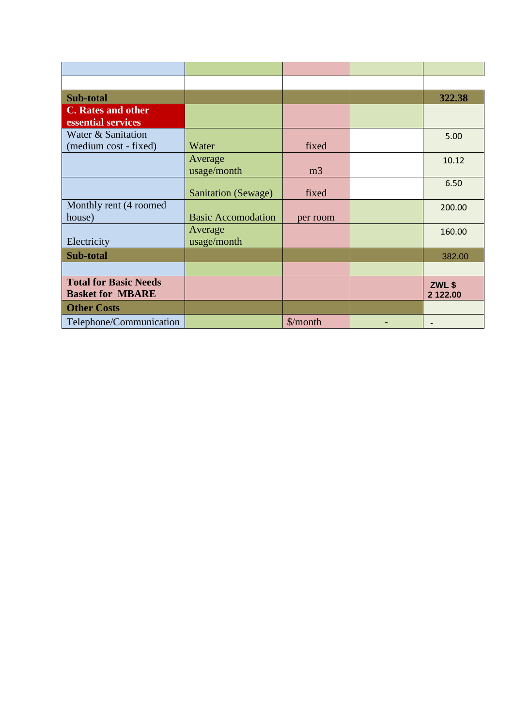| | | | | |
|---|---|---|---|---|
| | | | | |
| | | | | |
| **Sub-total** | | | | **322.38** |
| **C. Rates and other essential services** | | | | |
| Water & Sanitation (medium cost - fixed) | Water | fixed | | 5.00 |
| | Average usage/month | m3 | | 10.12 |
| | Sanitation (Sewage) | fixed | | 6.50 |
| Monthly rent (4 roomed house) | Basic Accomodation | per room | | 200.00 |
| Electricity | Average usage/month | | | 160.00 |
| **Sub-total** | | | | 382.00 |
| | | | | |
| **Total for Basic Needs Basket for MBARE** | | | | **ZWL $ 2 122.00** |
| **Other Costs** | | | | |
| Telephone/Communication | | $/month | - | - |